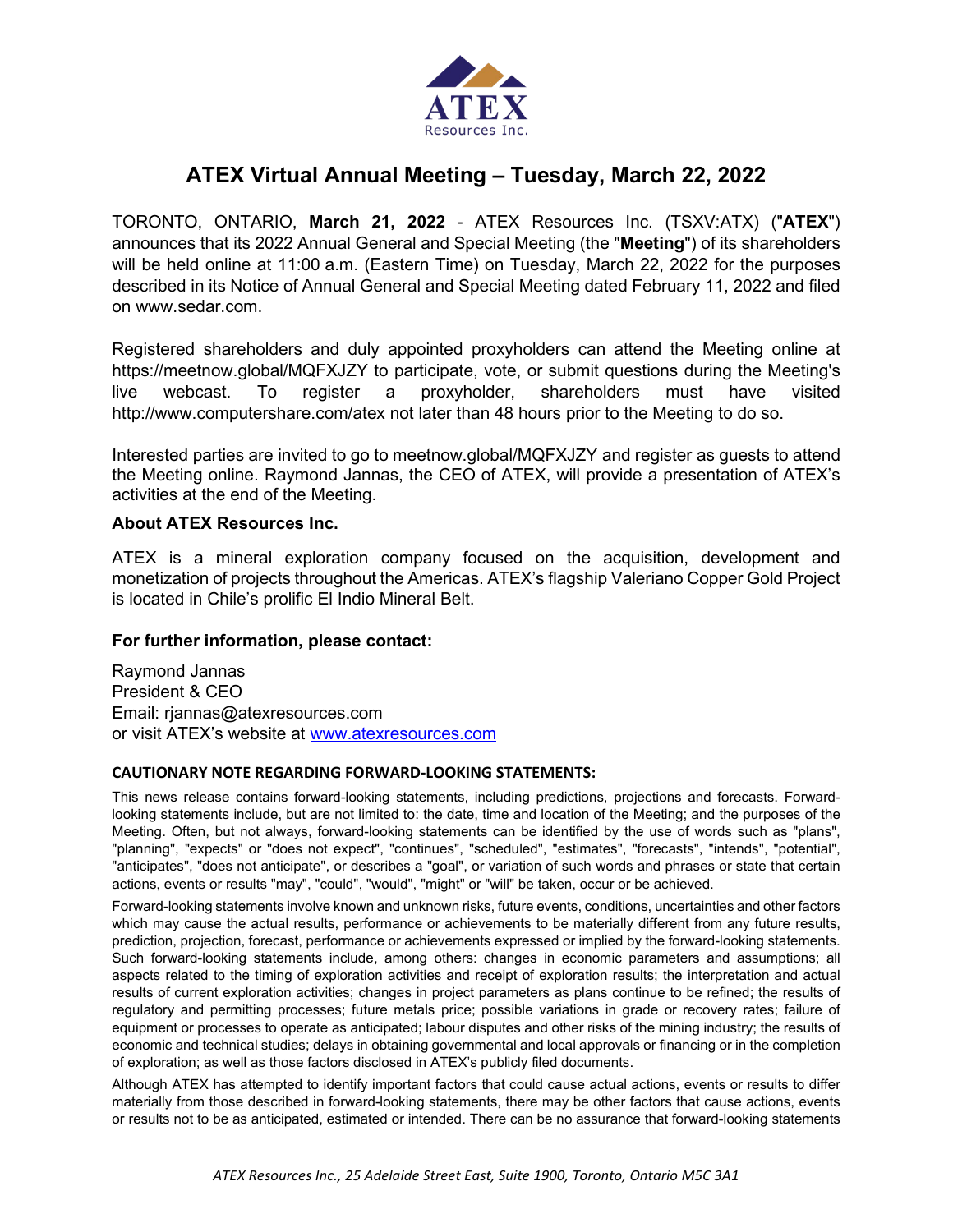ATEX
Resources Inc.

# ATEX Virtual Annual Meeting – Tuesday, March 22, 2022

TORONTO, ONTARIO, **March 21, 2022** - ATEX Resources Inc. (TSXV:ATX) ("**ATEX**") announces that its 2022 Annual General and Special Meeting (the "**Meeting**") of its shareholders will be held online at 11:00 a.m. (Eastern Time) on Tuesday, March 22, 2022 for the purposes described in its Notice of Annual General and Special Meeting dated February 11, 2022 and filed on www.sedar.com.

Registered shareholders and duly appointed proxyholders can attend the Meeting online at https://meetnow.global/MQFXJZY to participate, vote, or submit questions during the Meeting's live webcast. To register a proxyholder, shareholders must have visited http://www.computershare.com/atex not later than 48 hours prior to the Meeting to do so.

Interested parties are invited to go to meetnow.global/MQFXJZY and register as guests to attend the Meeting online. Raymond Jannas, the CEO of ATEX, will provide a presentation of ATEX's activities at the end of the Meeting.

### About ATEX Resources Inc.

ATEX is a mineral exploration company focused on the acquisition, development and monetization of projects throughout the Americas. ATEX's flagship Valeriano Copper Gold Project is located in Chile's prolific El Indio Mineral Belt.

### For further information, please contact:

Raymond Jannas
President & CEO
Email: rjannas@atexresources.com
or visit ATEX's website at www.atexresources.com

**CAUTIONARY NOTE REGARDING FORWARD-LOOKING STATEMENTS:**

This news release contains forward-looking statements, including predictions, projections and forecasts. Forward-looking statements include, but are not limited to: the date, time and location of the Meeting; and the purposes of the Meeting. Often, but not always, forward-looking statements can be identified by the use of words such as "plans", "planning", "expects" or "does not expect", "continues", "scheduled", "estimates", "forecasts", "intends", "potential", "anticipates", "does not anticipate", or describes a "goal", or variation of such words and phrases or state that certain actions, events or results "may", "could", "would", "might" or "will" be taken, occur or be achieved.

Forward-looking statements involve known and unknown risks, future events, conditions, uncertainties and other factors which may cause the actual results, performance or achievements to be materially different from any future results, prediction, projection, forecast, performance or achievements expressed or implied by the forward-looking statements. Such forward-looking statements include, among others: changes in economic parameters and assumptions; all aspects related to the timing of exploration activities and receipt of exploration results; the interpretation and actual results of current exploration activities; changes in project parameters as plans continue to be refined; the results of regulatory and permitting processes; future metals price; possible variations in grade or recovery rates; failure of equipment or processes to operate as anticipated; labour disputes and other risks of the mining industry; the results of economic and technical studies; delays in obtaining governmental and local approvals or financing or in the completion of exploration; as well as those factors disclosed in ATEX's publicly filed documents.

Although ATEX has attempted to identify important factors that could cause actual actions, events or results to differ materially from those described in forward-looking statements, there may be other factors that cause actions, events or results not to be as anticipated, estimated or intended. There can be no assurance that forward-looking statements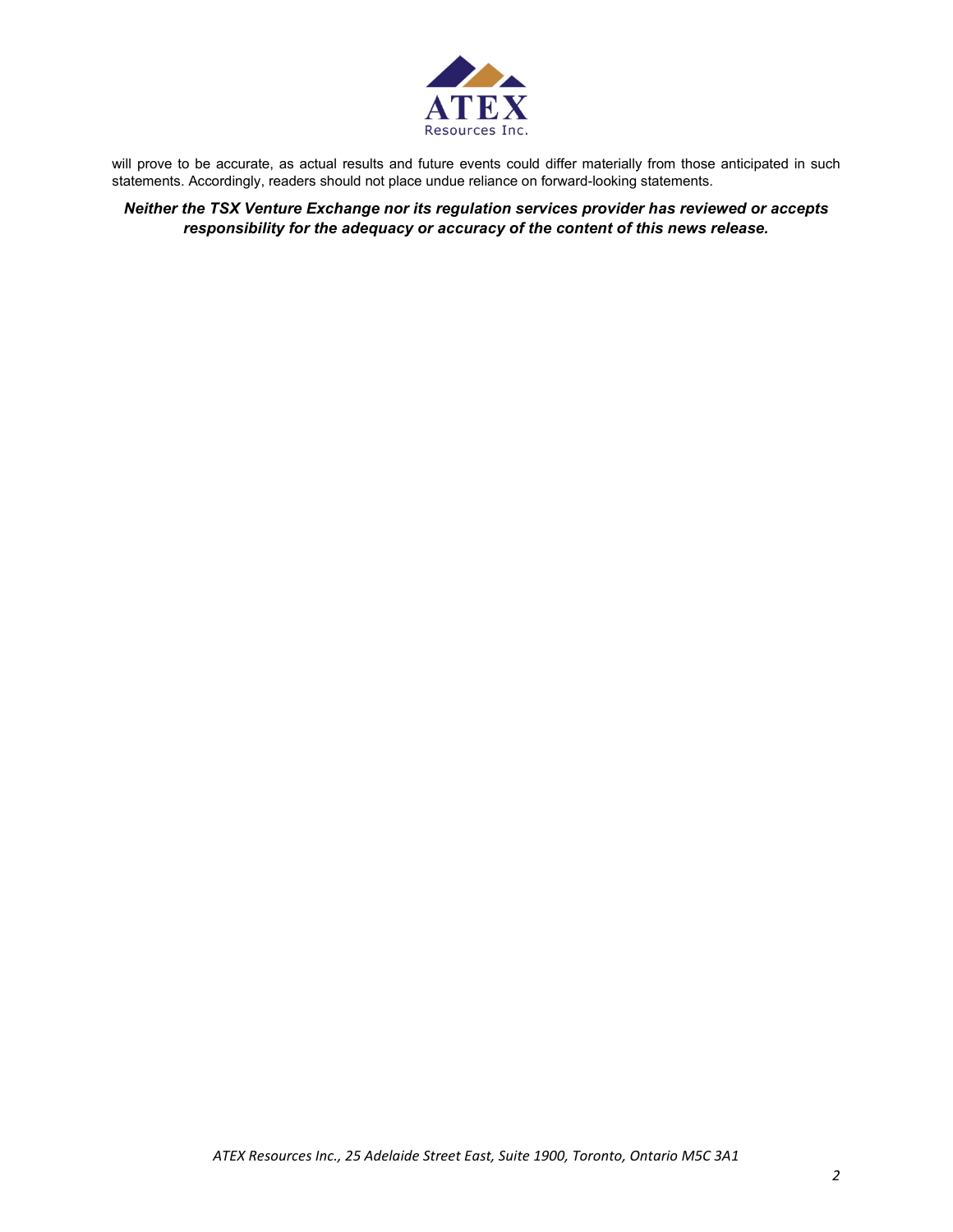will prove to be accurate, as actual results and future events could differ materially from those anticipated in such statements. Accordingly, readers should not place undue reliance on forward-looking statements.

***Neither the TSX Venture Exchange nor its regulation services provider has reviewed or accepts responsibility for the adequacy or accuracy of the content of this news release.***